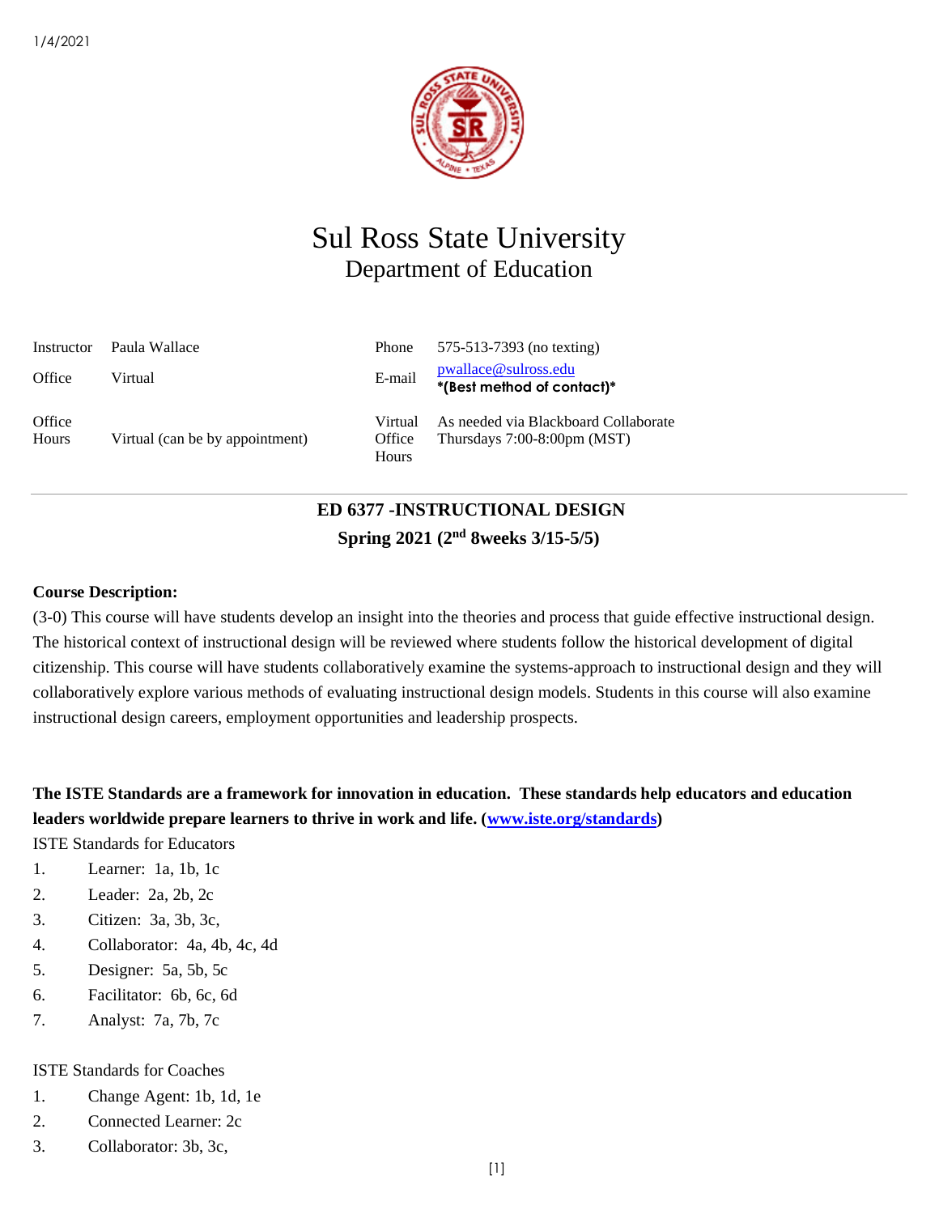1/4/2021

# Sul Ross State University
## Department of Education

| | | | |
|---|---|---|---|
| Instructor | Paula Wallace | Phone | 575-513-7393 (no texting) |
| Office | Virtual | E-mail | pwallace@sulross.edu **\*(Best method of contact)\*** |
| Office Hours | Virtual (can be by appointment) | Virtual Office Hours | As needed via Blackboard Collaborate Thursdays 7:00-8:00pm (MST) |

**ED 6377 -INSTRUCTIONAL DESIGN**

**Spring 2021 (2nd 8weeks 3/15-5/5)**

**Course Description:**

(3-0) This course will have students develop an insight into the theories and process that guide effective instructional design. The historical context of instructional design will be reviewed where students follow the historical development of digital citizenship. This course will have students collaboratively examine the systems-approach to instructional design and they will collaboratively explore various methods of evaluating instructional design models. Students in this course will also examine instructional design careers, employment opportunities and leadership prospects.

**The ISTE Standards are a framework for innovation in education. These standards help educators and education leaders worldwide prepare learners to thrive in work and life. (www.iste.org/standards)**

ISTE Standards for Educators

1. Learner: 1a, 1b, 1c
2. Leader: 2a, 2b, 2c
3. Citizen: 3a, 3b, 3c,
4. Collaborator: 4a, 4b, 4c, 4d
5. Designer: 5a, 5b, 5c
6. Facilitator: 6b, 6c, 6d
7. Analyst: 7a, 7b, 7c

ISTE Standards for Coaches

1. Change Agent: 1b, 1d, 1e
2. Connected Learner: 2c
3. Collaborator: 3b, 3c,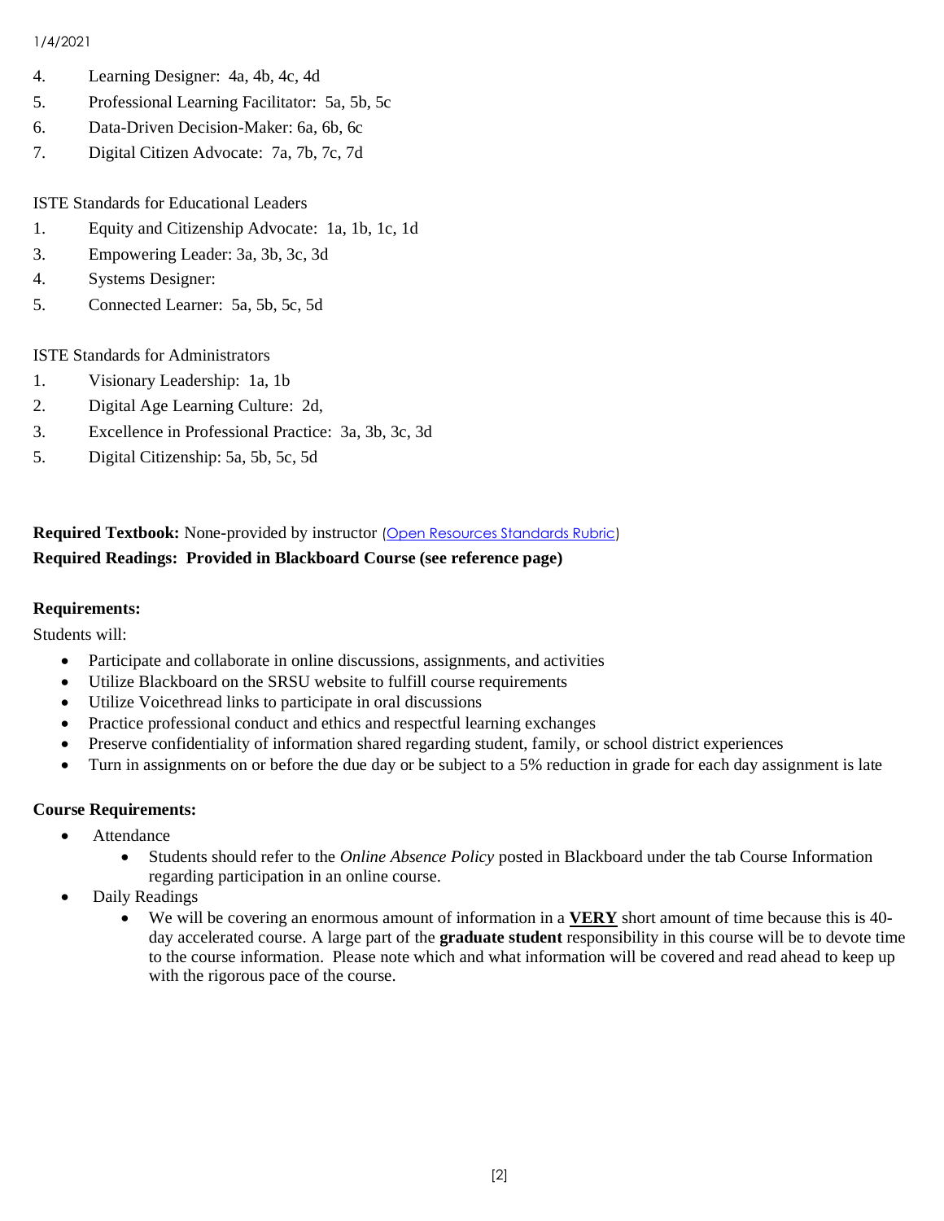4. Learning Designer: 4a, 4b, 4c, 4d
5. Professional Learning Facilitator: 5a, 5b, 5c
6. Data-Driven Decision-Maker: 6a, 6b, 6c
7. Digital Citizen Advocate: 7a, 7b, 7c, 7d

ISTE Standards for Educational Leaders

1. Equity and Citizenship Advocate: 1a, 1b, 1c, 1d
3. Empowering Leader: 3a, 3b, 3c, 3d
4. Systems Designer:
5. Connected Learner: 5a, 5b, 5c, 5d

ISTE Standards for Administrators

1. Visionary Leadership: 1a, 1b
2. Digital Age Learning Culture: 2d,
3. Excellence in Professional Practice: 3a, 3b, 3c, 3d
5. Digital Citizenship: 5a, 5b, 5c, 5d

**Required Textbook:** None-provided by instructor (Open Resources Standards Rubric)

**Required Readings: Provided in Blackboard Course (see reference page)**

**Requirements:**

Students will:

- Participate and collaborate in online discussions, assignments, and activities
- Utilize Blackboard on the SRSU website to fulfill course requirements
- Utilize Voicethread links to participate in oral discussions
- Practice professional conduct and ethics and respectful learning exchanges
- Preserve confidentiality of information shared regarding student, family, or school district experiences
- Turn in assignments on or before the due day or be subject to a 5% reduction in grade for each day assignment is late

**Course Requirements:**

- Attendance
  - Students should refer to the *Online Absence Policy* posted in Blackboard under the tab Course Information regarding participation in an online course.
- Daily Readings
  - We will be covering an enormous amount of information in a **VERY** short amount of time because this is 40-day accelerated course. A large part of the **graduate student** responsibility in this course will be to devote time to the course information. Please note which and what information will be covered and read ahead to keep up with the rigorous pace of the course.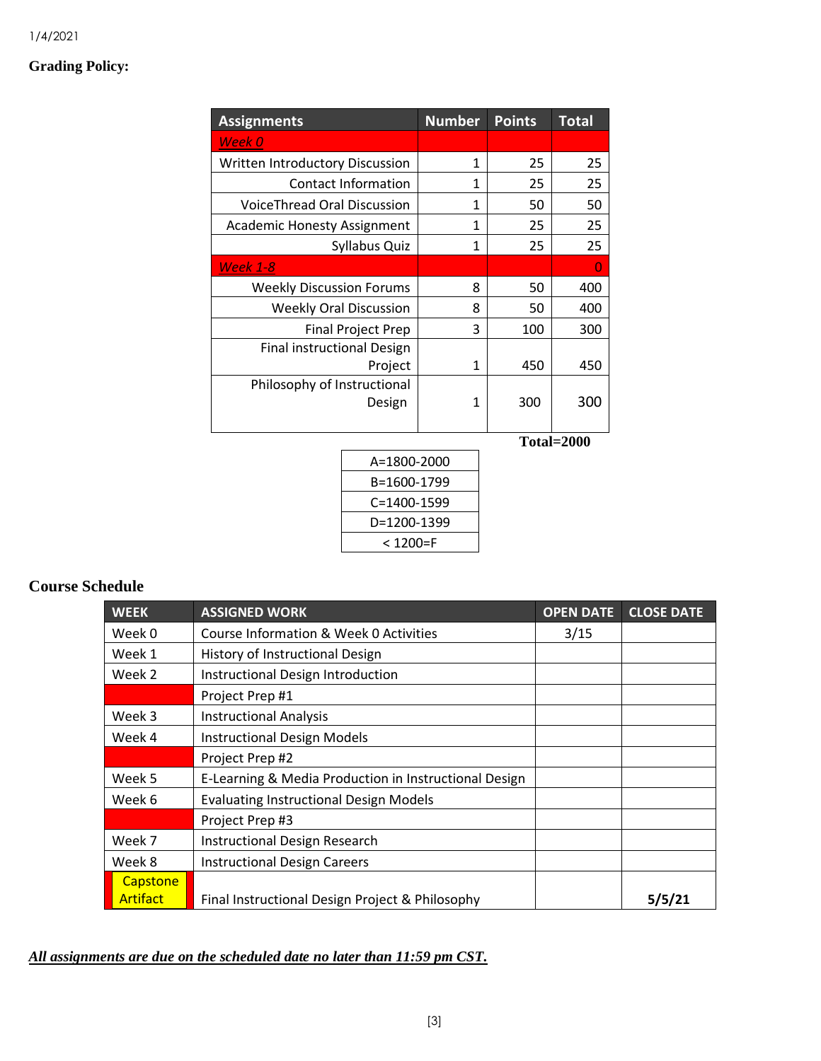1/4/2021

**Grading Policy:**

| Assignments | Number | Points | Total |
|---|---|---|---|
| *Week 0* | | | |
| Written Introductory Discussion | 1 | 25 | 25 |
| Contact Information | 1 | 25 | 25 |
| VoiceThread Oral Discussion | 1 | 50 | 50 |
| Academic Honesty Assignment | 1 | 25 | 25 |
| Syllabus Quiz | 1 | 25 | 25 |
| *Week 1-8* | | | 0 |
| Weekly Discussion Forums | 8 | 50 | 400 |
| Weekly Oral Discussion | 8 | 50 | 400 |
| Final Project Prep | 3 | 100 | 300 |
| Final instructional Design Project | 1 | 450 | 450 |
| Philosophy of Instructional Design | 1 | 300 | 300 |

**Total=2000**

| |
|---|
| A=1800-2000 |
| B=1600-1799 |
| C=1400-1599 |
| D=1200-1399 |
| < 1200=F |

## Course Schedule

| WEEK | ASSIGNED WORK | OPEN DATE | CLOSE DATE |
|---|---|---|---|
| Week 0 | Course Information & Week 0 Activities | 3/15 | |
| Week 1 | History of Instructional Design | | |
| Week 2 | Instructional Design Introduction | | |
| | Project Prep #1 | | |
| Week 3 | Instructional Analysis | | |
| Week 4 | Instructional Design Models | | |
| | Project Prep #2 | | |
| Week 5 | E-Learning & Media Production in Instructional Design | | |
| Week 6 | Evaluating Instructional Design Models | | |
| | Project Prep #3 | | |
| Week 7 | Instructional Design Research | | |
| Week 8 | Instructional Design Careers | | |
| Capstone Artifact | Final Instructional Design Project & Philosophy | | **5/5/21** |

***All assignments are due on the scheduled date no later than 11:59 pm CST.***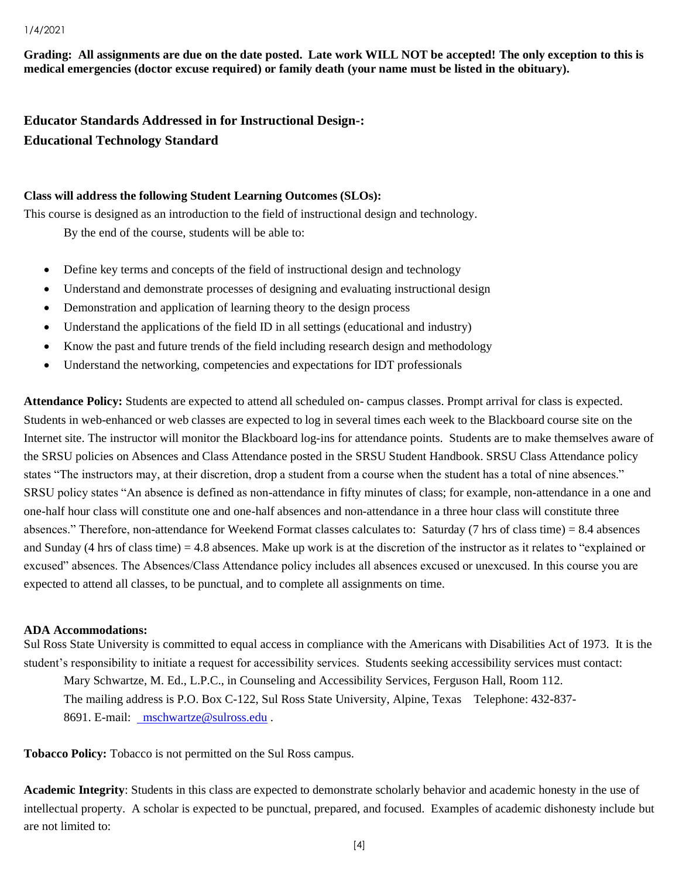**Grading: All assignments are due on the date posted. Late work WILL NOT be accepted! The only exception to this is medical emergencies (doctor excuse required) or family death (your name must be listed in the obituary).**

### Educator Standards Addressed in for Instructional Design-:
### Educational Technology Standard

**Class will address the following Student Learning Outcomes (SLOs):**

This course is designed as an introduction to the field of instructional design and technology.

By the end of the course, students will be able to:

- Define key terms and concepts of the field of instructional design and technology
- Understand and demonstrate processes of designing and evaluating instructional design
- Demonstration and application of learning theory to the design process
- Understand the applications of the field ID in all settings (educational and industry)
- Know the past and future trends of the field including research design and methodology
- Understand the networking, competencies and expectations for IDT professionals

**Attendance Policy:** Students are expected to attend all scheduled on- campus classes. Prompt arrival for class is expected. Students in web-enhanced or web classes are expected to log in several times each week to the Blackboard course site on the Internet site. The instructor will monitor the Blackboard log-ins for attendance points. Students are to make themselves aware of the SRSU policies on Absences and Class Attendance posted in the SRSU Student Handbook. SRSU Class Attendance policy states "The instructors may, at their discretion, drop a student from a course when the student has a total of nine absences." SRSU policy states "An absence is defined as non-attendance in fifty minutes of class; for example, non-attendance in a one and one-half hour class will constitute one and one-half absences and non-attendance in a three hour class will constitute three absences." Therefore, non-attendance for Weekend Format classes calculates to: Saturday (7 hrs of class time) = 8.4 absences and Sunday (4 hrs of class time) = 4.8 absences. Make up work is at the discretion of the instructor as it relates to "explained or excused" absences. The Absences/Class Attendance policy includes all absences excused or unexcused. In this course you are expected to attend all classes, to be punctual, and to complete all assignments on time.

**ADA Accommodations:**

Sul Ross State University is committed to equal access in compliance with the Americans with Disabilities Act of 1973. It is the student's responsibility to initiate a request for accessibility services. Students seeking accessibility services must contact:

Mary Schwartze, M. Ed., L.P.C., in Counseling and Accessibility Services, Ferguson Hall, Room 112. The mailing address is P.O. Box C-122, Sul Ross State University, Alpine, Texas Telephone: 432-837-8691. E-mail: mschwartze@sulross.edu .

**Tobacco Policy:** Tobacco is not permitted on the Sul Ross campus.

**Academic Integrity**: Students in this class are expected to demonstrate scholarly behavior and academic honesty in the use of intellectual property. A scholar is expected to be punctual, prepared, and focused. Examples of academic dishonesty include but are not limited to: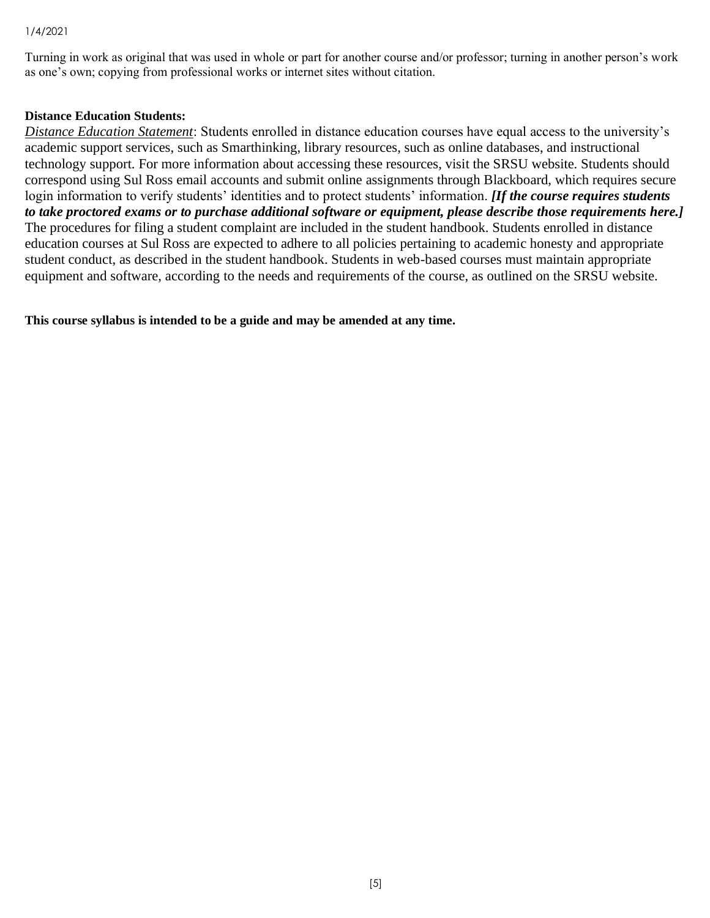Turning in work as original that was used in whole or part for another course and/or professor; turning in another person's work as one's own; copying from professional works or internet sites without citation.

**Distance Education Students:**

*Distance Education Statement*: Students enrolled in distance education courses have equal access to the university's academic support services, such as Smarthinking, library resources, such as online databases, and instructional technology support. For more information about accessing these resources, visit the SRSU website. Students should correspond using Sul Ross email accounts and submit online assignments through Blackboard, which requires secure login information to verify students' identities and to protect students' information. ***[If the course requires students to take proctored exams or to purchase additional software or equipment, please describe those requirements here.]*** The procedures for filing a student complaint are included in the student handbook. Students enrolled in distance education courses at Sul Ross are expected to adhere to all policies pertaining to academic honesty and appropriate student conduct, as described in the student handbook. Students in web-based courses must maintain appropriate equipment and software, according to the needs and requirements of the course, as outlined on the SRSU website.

**This course syllabus is intended to be a guide and may be amended at any time.**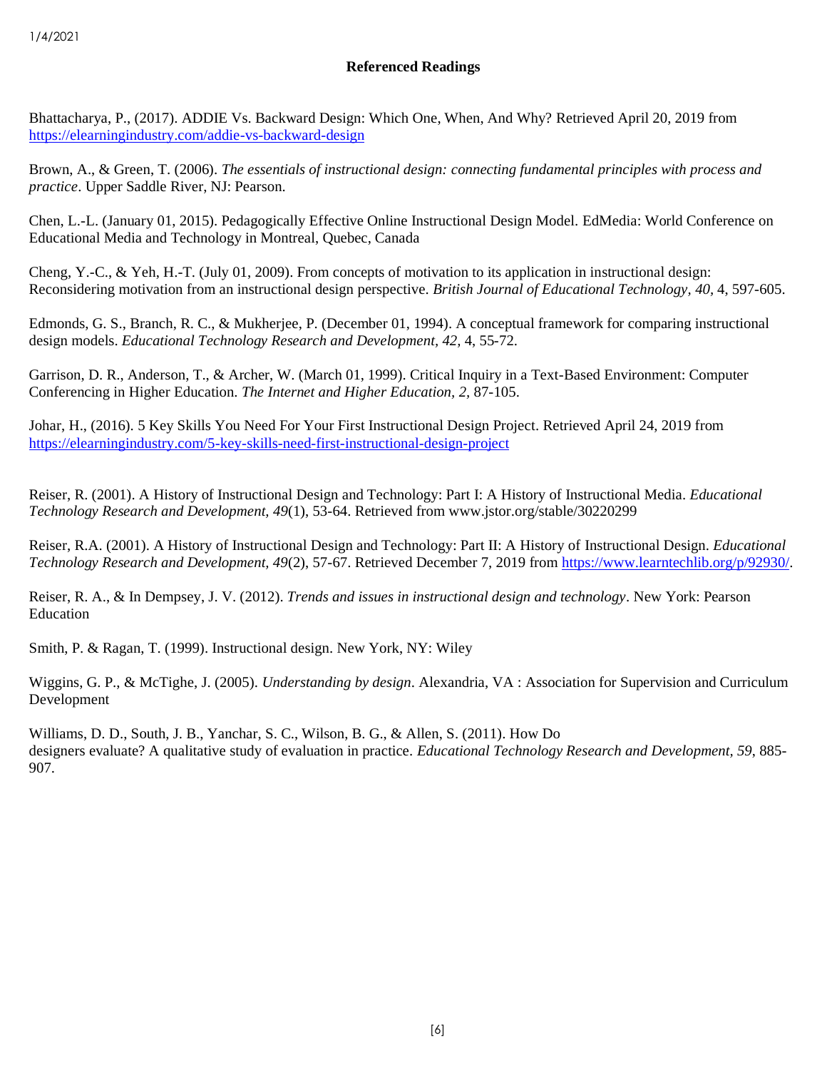**Referenced Readings**

Bhattacharya, P., (2017). ADDIE Vs. Backward Design: Which One, When, And Why? Retrieved April 20, 2019 from https://elearningindustry.com/addie-vs-backward-design

Brown, A., & Green, T. (2006). *The essentials of instructional design: connecting fundamental principles with process and practice*. Upper Saddle River, NJ: Pearson.

Chen, L.-L. (January 01, 2015). Pedagogically Effective Online Instructional Design Model. EdMedia: World Conference on Educational Media and Technology in Montreal, Quebec, Canada

Cheng, Y.-C., & Yeh, H.-T. (July 01, 2009). From concepts of motivation to its application in instructional design: Reconsidering motivation from an instructional design perspective. *British Journal of Educational Technology, 40*, 4, 597-605.

Edmonds, G. S., Branch, R. C., & Mukherjee, P. (December 01, 1994). A conceptual framework for comparing instructional design models. *Educational Technology Research and Development, 42*, 4, 55-72.

Garrison, D. R., Anderson, T., & Archer, W. (March 01, 1999). Critical Inquiry in a Text-Based Environment: Computer Conferencing in Higher Education. *The Internet and Higher Education, 2*, 87-105.

Johar, H., (2016). 5 Key Skills You Need For Your First Instructional Design Project. Retrieved April 24, 2019 from https://elearningindustry.com/5-key-skills-need-first-instructional-design-project

Reiser, R. (2001). A History of Instructional Design and Technology: Part I: A History of Instructional Media. *Educational Technology Research and Development, 49*(1), 53-64. Retrieved from www.jstor.org/stable/30220299

Reiser, R.A. (2001). A History of Instructional Design and Technology: Part II: A History of Instructional Design. *Educational Technology Research and Development, 49*(2), 57-67. Retrieved December 7, 2019 from https://www.learntechlib.org/p/92930/.

Reiser, R. A., & In Dempsey, J. V. (2012). *Trends and issues in instructional design and technology*. New York: Pearson Education

Smith, P. & Ragan, T. (1999). Instructional design. New York, NY: Wiley

Wiggins, G. P., & McTighe, J. (2005). *Understanding by design*. Alexandria, VA : Association for Supervision and Curriculum Development

Williams, D. D., South, J. B., Yanchar, S. C., Wilson, B. G., & Allen, S. (2011). How Do designers evaluate? A qualitative study of evaluation in practice. *Educational Technology Research and Development, 59*, 885-907.